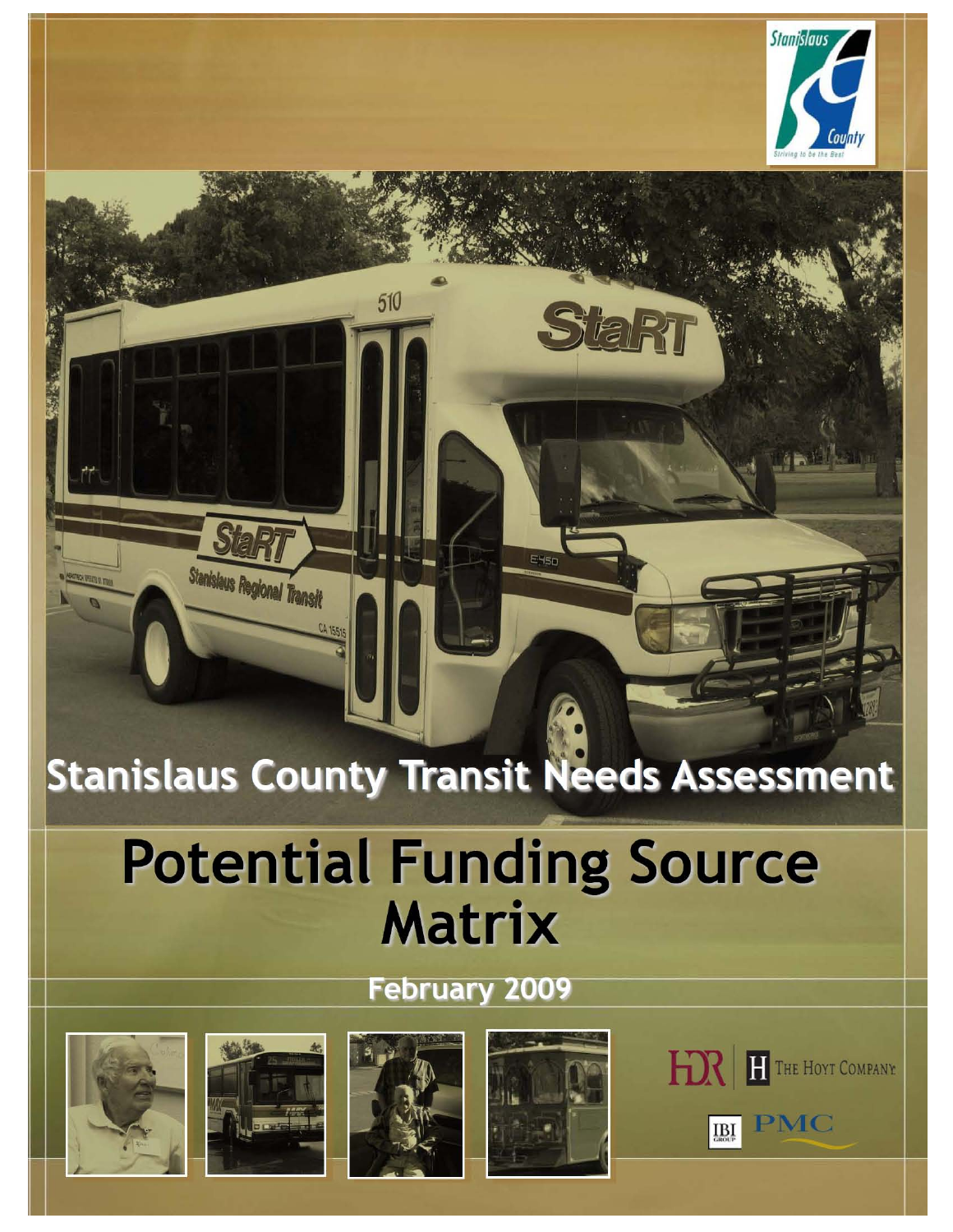# Stanislaus County Transit Needs Assessment

# Potential Funding Source Matrix

## February 2009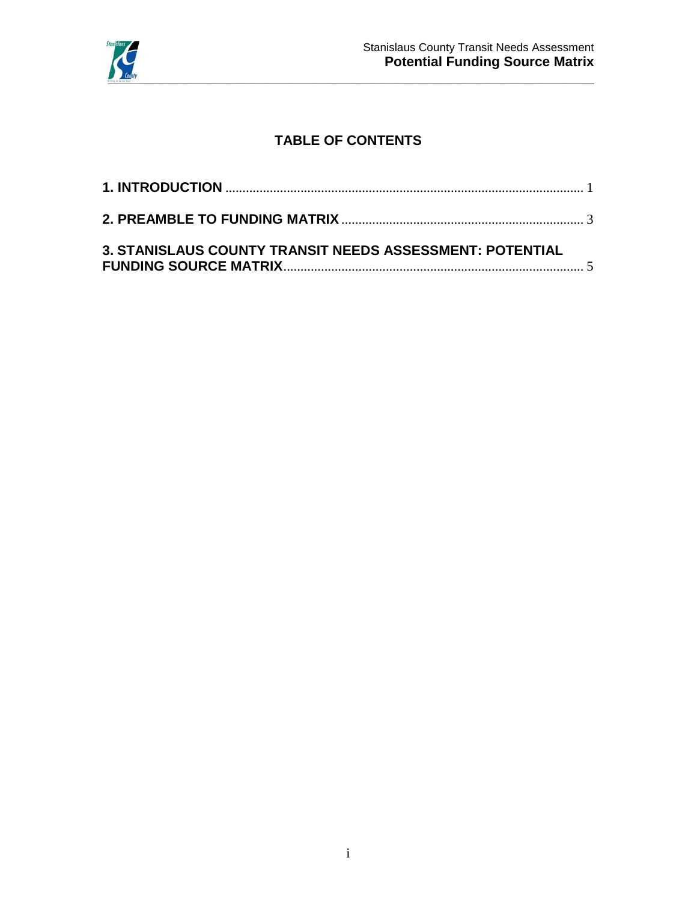## TABLE OF CONTENTS

**1. INTRODUCTION** ........................................................................................................ 1

**2. PREAMBLE TO FUNDING MATRIX** ...................................................................... 3

**3. STANISLAUS COUNTY TRANSIT NEEDS ASSESSMENT: POTENTIAL FUNDING SOURCE MATRIX** ........................................................................................ 5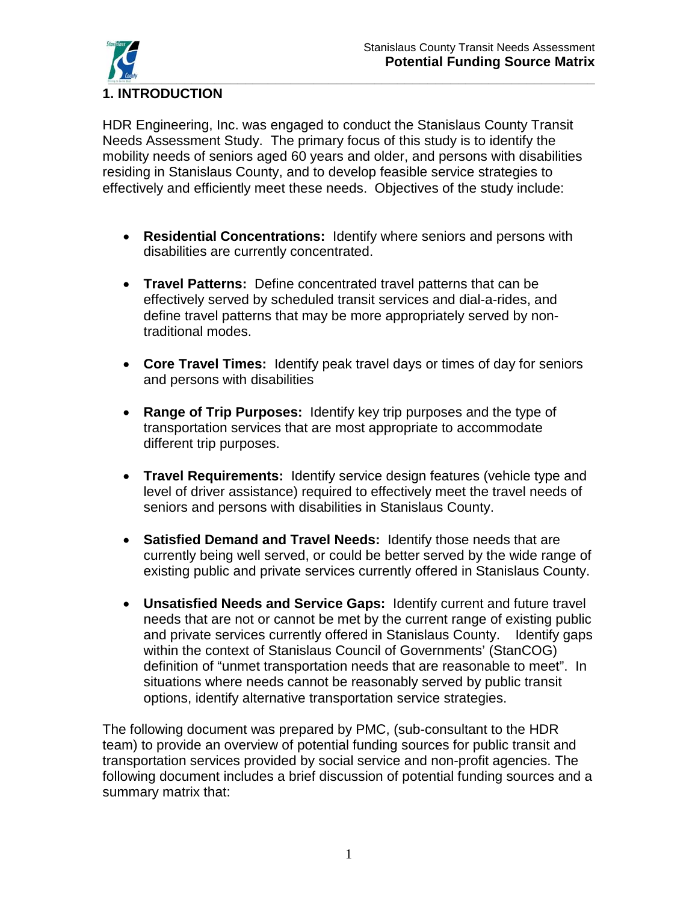## 1. INTRODUCTION

HDR Engineering, Inc. was engaged to conduct the Stanislaus County Transit Needs Assessment Study. The primary focus of this study is to identify the mobility needs of seniors aged 60 years and older, and persons with disabilities residing in Stanislaus County, and to develop feasible service strategies to effectively and efficiently meet these needs. Objectives of the study include:

- **Residential Concentrations:** Identify where seniors and persons with disabilities are currently concentrated.
- **Travel Patterns:** Define concentrated travel patterns that can be effectively served by scheduled transit services and dial-a-rides, and define travel patterns that may be more appropriately served by non-traditional modes.
- **Core Travel Times:** Identify peak travel days or times of day for seniors and persons with disabilities
- **Range of Trip Purposes:** Identify key trip purposes and the type of transportation services that are most appropriate to accommodate different trip purposes.
- **Travel Requirements:** Identify service design features (vehicle type and level of driver assistance) required to effectively meet the travel needs of seniors and persons with disabilities in Stanislaus County.
- **Satisfied Demand and Travel Needs:** Identify those needs that are currently being well served, or could be better served by the wide range of existing public and private services currently offered in Stanislaus County.
- **Unsatisfied Needs and Service Gaps:** Identify current and future travel needs that are not or cannot be met by the current range of existing public and private services currently offered in Stanislaus County. Identify gaps within the context of Stanislaus Council of Governments' (StanCOG) definition of "unmet transportation needs that are reasonable to meet". In situations where needs cannot be reasonably served by public transit options, identify alternative transportation service strategies.

The following document was prepared by PMC, (sub-consultant to the HDR team) to provide an overview of potential funding sources for public transit and transportation services provided by social service and non-profit agencies. The following document includes a brief discussion of potential funding sources and a summary matrix that: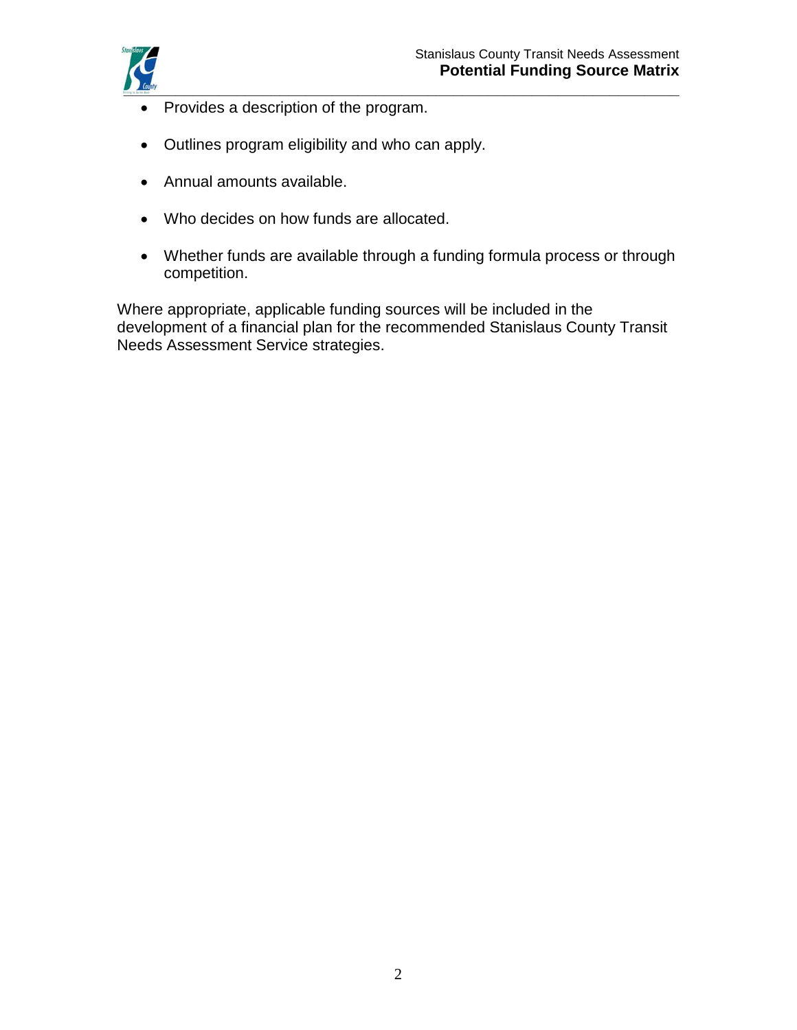- Provides a description of the program.
- Outlines program eligibility and who can apply.
- Annual amounts available.
- Who decides on how funds are allocated.
- Whether funds are available through a funding formula process or through competition.

Where appropriate, applicable funding sources will be included in the development of a financial plan for the recommended Stanislaus County Transit Needs Assessment Service strategies.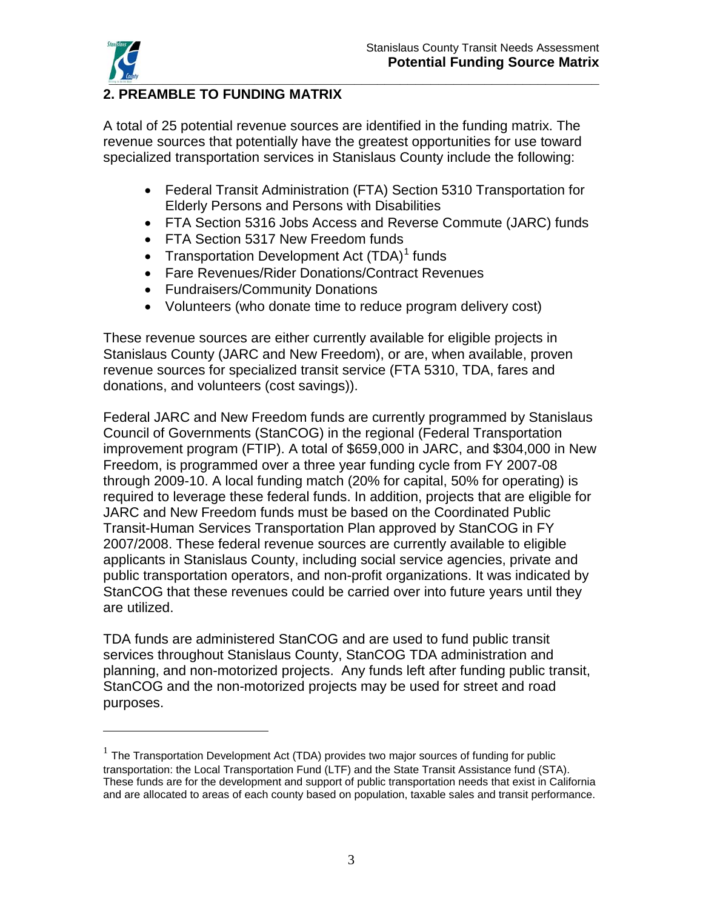## 2. PREAMBLE TO FUNDING MATRIX

A total of 25 potential revenue sources are identified in the funding matrix. The revenue sources that potentially have the greatest opportunities for use toward specialized transportation services in Stanislaus County include the following:

- Federal Transit Administration (FTA) Section 5310 Transportation for Elderly Persons and Persons with Disabilities
- FTA Section 5316 Jobs Access and Reverse Commute (JARC) funds
- FTA Section 5317 New Freedom funds
- Transportation Development Act (TDA)[1] funds
- Fare Revenues/Rider Donations/Contract Revenues
- Fundraisers/Community Donations
- Volunteers (who donate time to reduce program delivery cost)

These revenue sources are either currently available for eligible projects in Stanislaus County (JARC and New Freedom), or are, when available, proven revenue sources for specialized transit service (FTA 5310, TDA, fares and donations, and volunteers (cost savings)).

Federal JARC and New Freedom funds are currently programmed by Stanislaus Council of Governments (StanCOG) in the regional (Federal Transportation improvement program (FTIP). A total of $659,000 in JARC, and $304,000 in New Freedom, is programmed over a three year funding cycle from FY 2007-08 through 2009-10. A local funding match (20% for capital, 50% for operating) is required to leverage these federal funds. In addition, projects that are eligible for JARC and New Freedom funds must be based on the Coordinated Public Transit-Human Services Transportation Plan approved by StanCOG in FY 2007/2008. These federal revenue sources are currently available to eligible applicants in Stanislaus County, including social service agencies, private and public transportation operators, and non-profit organizations. It was indicated by StanCOG that these revenues could be carried over into future years until they are utilized.

TDA funds are administered StanCOG and are used to fund public transit services throughout Stanislaus County, StanCOG TDA administration and planning, and non-motorized projects. Any funds left after funding public transit, StanCOG and the non-motorized projects may be used for street and road purposes.

[1] The Transportation Development Act (TDA) provides two major sources of funding for public transportation: the Local Transportation Fund (LTF) and the State Transit Assistance fund (STA). These funds are for the development and support of public transportation needs that exist in California and are allocated to areas of each county based on population, taxable sales and transit performance.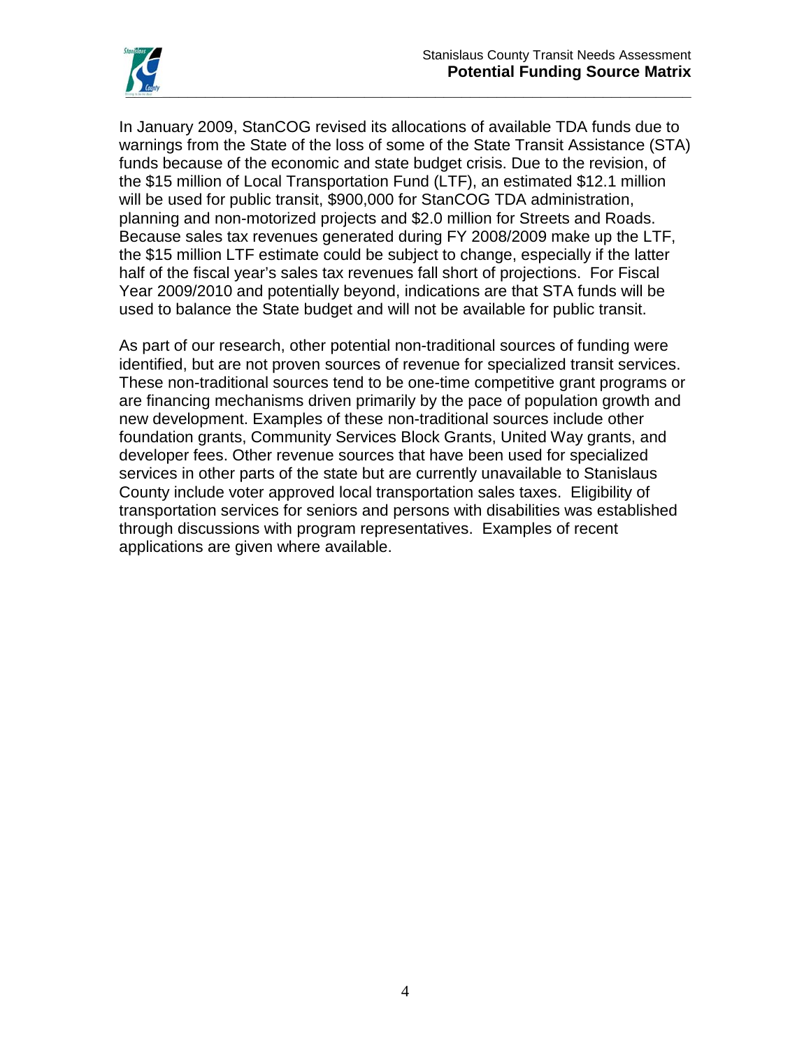In January 2009, StanCOG revised its allocations of available TDA funds due to warnings from the State of the loss of some of the State Transit Assistance (STA) funds because of the economic and state budget crisis. Due to the revision, of the \$15 million of Local Transportation Fund (LTF), an estimated \$12.1 million will be used for public transit, \$900,000 for StanCOG TDA administration, planning and non-motorized projects and \$2.0 million for Streets and Roads. Because sales tax revenues generated during FY 2008/2009 make up the LTF, the \$15 million LTF estimate could be subject to change, especially if the latter half of the fiscal year's sales tax revenues fall short of projections. For Fiscal Year 2009/2010 and potentially beyond, indications are that STA funds will be used to balance the State budget and will not be available for public transit.

As part of our research, other potential non-traditional sources of funding were identified, but are not proven sources of revenue for specialized transit services. These non-traditional sources tend to be one-time competitive grant programs or are financing mechanisms driven primarily by the pace of population growth and new development. Examples of these non-traditional sources include other foundation grants, Community Services Block Grants, United Way grants, and developer fees. Other revenue sources that have been used for specialized services in other parts of the state but are currently unavailable to Stanislaus County include voter approved local transportation sales taxes. Eligibility of transportation services for seniors and persons with disabilities was established through discussions with program representatives. Examples of recent applications are given where available.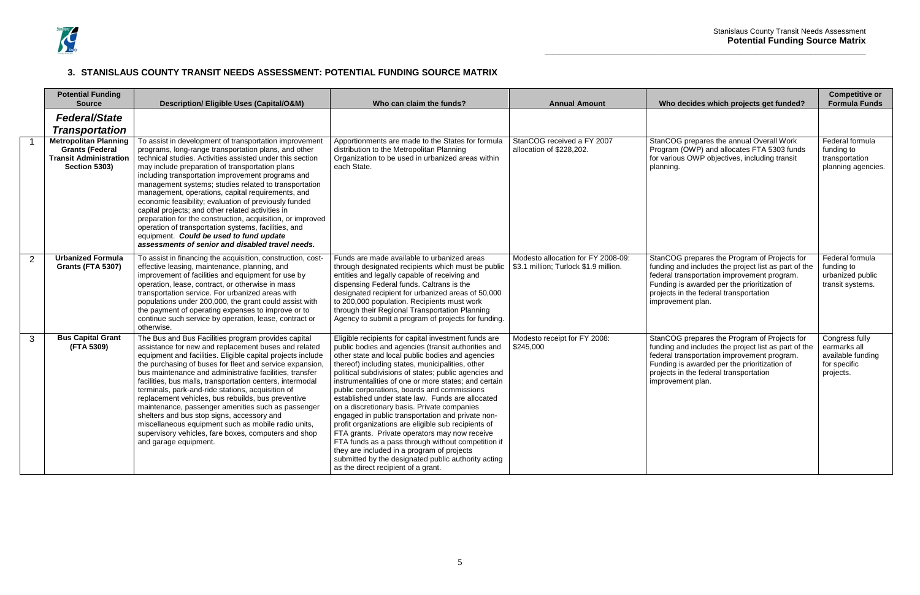### 3. STANISLAUS COUNTY TRANSIT NEEDS ASSESSMENT: POTENTIAL FUNDING SOURCE MATRIX

| | Potential Funding Source | Description/ Eligible Uses (Capital/O&M) | Who can claim the funds? | Annual Amount | Who decides which projects get funded? | Competitive or Formula Funds |
|---|---|---|---|---|---|---|
| | ***Federal/State Transportation*** | | | | | |
| 1 | **Metropolitan Planning Grants (Federal Transit Administration Section 5303)** | To assist in development of transportation improvement programs, long-range transportation plans, and other technical studies. Activities assisted under this section may include preparation of transportation plans including transportation improvement programs and management systems; studies related to transportation management, operations, capital requirements, and economic feasibility; evaluation of previously funded capital projects; and other related activities in preparation for the construction, acquisition, or improved operation of transportation systems, facilities, and equipment. ***Could be used to fund update assessments of senior and disabled travel needs.*** | Apportionments are made to the States for formula distribution to the Metropolitan Planning Organization to be used in urbanized areas within each State. | StanCOG received a FY 2007 allocation of $228,202. | StanCOG prepares the annual Overall Work Program (OWP) and allocates FTA 5303 funds for various OWP objectives, including transit planning. | Federal formula funding to transportation planning agencies. |
| 2 | **Urbanized Formula Grants (FTA 5307)** | To assist in financing the acquisition, construction, cost-effective leasing, maintenance, planning, and improvement of facilities and equipment for use by operation, lease, contract, or otherwise in mass transportation service. For urbanized areas with populations under 200,000, the grant could assist with the payment of operating expenses to improve or to continue such service by operation, lease, contract or otherwise. | Funds are made available to urbanized areas through designated recipients which must be public entities and legally capable of receiving and dispensing Federal funds. Caltrans is the designated recipient for urbanized areas of 50,000 to 200,000 population. Recipients must work through their Regional Transportation Planning Agency to submit a program of projects for funding. | Modesto allocation for FY 2008-09: $3.1 million; Turlock $1.9 million. | StanCOG prepares the Program of Projects for funding and includes the project list as part of the federal transportation improvement program. Funding is awarded per the prioritization of projects in the federal transportation improvement plan. | Federal formula funding to urbanized public transit systems. |
| 3 | **Bus Capital Grant (FTA 5309)** | The Bus and Bus Facilities program provides capital assistance for new and replacement buses and related equipment and facilities. Eligible capital projects include the purchasing of buses for fleet and service expansion, bus maintenance and administrative facilities, transfer facilities, bus malls, transportation centers, intermodal terminals, park-and-ride stations, acquisition of replacement vehicles, bus rebuilds, bus preventive maintenance, passenger amenities such as passenger shelters and bus stop signs, accessory and miscellaneous equipment such as mobile radio units, supervisory vehicles, fare boxes, computers and shop and garage equipment. | Eligible recipients for capital investment funds are public bodies and agencies (transit authorities and other state and local public bodies and agencies thereof) including states, municipalities, other political subdivisions of states; public agencies and instrumentalities of one or more states; and certain public corporations, boards and commissions established under state law. Funds are allocated on a discretionary basis. Private companies engaged in public transportation and private non-profit organizations are eligible sub recipients of FTA grants. Private operators may now receive FTA funds as a pass through without competition if they are included in a program of projects submitted by the designated public authority acting as the direct recipient of a grant. | Modesto receipt for FY 2008: $245,000 | StanCOG prepares the Program of Projects for funding and includes the project list as part of the federal transportation improvement program. Funding is awarded per the prioritization of projects in the federal transportation improvement plan. | Congress fully earmarks all available funding for specific projects. |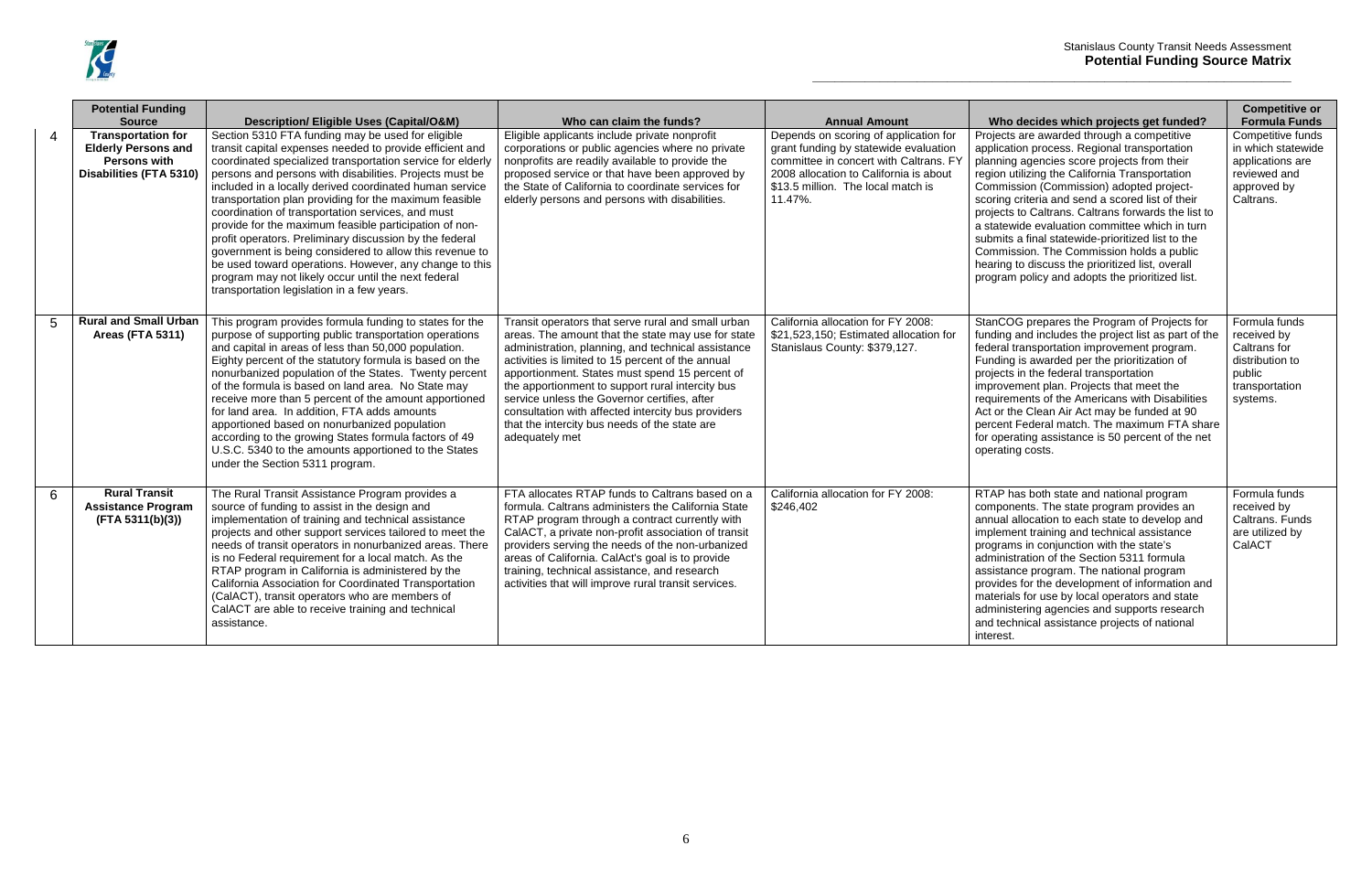| | Potential Funding Source | Description/ Eligible Uses (Capital/O&M) | Who can claim the funds? | Annual Amount | Who decides which projects get funded? | Competitive or Formula Funds |
|---|---|---|---|---|---|---|
| 4 | **Transportation for Elderly Persons and Persons with Disabilities (FTA 5310)** | Section 5310 FTA funding may be used for eligible transit capital expenses needed to provide efficient and coordinated specialized transportation service for elderly persons and persons with disabilities. Projects must be included in a locally derived coordinated human service transportation plan providing for the maximum feasible coordination of transportation services, and must provide for the maximum feasible participation of non-profit operators. Preliminary discussion by the federal government is being considered to allow this revenue to be used toward operations. However, any change to this program may not likely occur until the next federal transportation legislation in a few years. | Eligible applicants include private nonprofit corporations or public agencies where no private nonprofits are readily available to provide the proposed service or that have been approved by the State of California to coordinate services for elderly persons and persons with disabilities. | Depends on scoring of application for grant funding by statewide evaluation committee in concert with Caltrans. FY 2008 allocation to California is about $13.5 million. The local match is 11.47%. | Projects are awarded through a competitive application process. Regional transportation planning agencies score projects from their region utilizing the California Transportation Commission (Commission) adopted project-scoring criteria and send a scored list of their projects to Caltrans. Caltrans forwards the list to a statewide evaluation committee which in turn submits a final statewide-prioritized list to the Commission. The Commission holds a public hearing to discuss the prioritized list, overall program policy and adopts the prioritized list. | Competitive funds in which statewide applications are reviewed and approved by Caltrans. |
| 5 | **Rural and Small Urban Areas (FTA 5311)** | This program provides formula funding to states for the purpose of supporting public transportation operations and capital in areas of less than 50,000 population. Eighty percent of the statutory formula is based on the nonurbanized population of the States. Twenty percent of the formula is based on land area. No State may receive more than 5 percent of the amount apportioned for land area. In addition, FTA adds amounts apportioned based on nonurbanized population according to the growing States formula factors of 49 U.S.C. 5340 to the amounts apportioned to the States under the Section 5311 program. | Transit operators that serve rural and small urban areas. The amount that the state may use for state administration, planning, and technical assistance activities is limited to 15 percent of the annual apportionment. States must spend 15 percent of the apportionment to support rural intercity bus service unless the Governor certifies, after consultation with affected intercity bus providers that the intercity bus needs of the state are adequately met | California allocation for FY 2008: $21,523,150; Estimated allocation for Stanislaus County: $379,127. | StanCOG prepares the Program of Projects for funding and includes the project list as part of the federal transportation improvement program. Funding is awarded per the prioritization of projects in the federal transportation improvement plan. Projects that meet the requirements of the Americans with Disabilities Act or the Clean Air Act may be funded at 90 percent Federal match. The maximum FTA share for operating assistance is 50 percent of the net operating costs. | Formula funds received by Caltrans for distribution to public transportation systems. |
| 6 | **Rural Transit Assistance Program (FTA 5311(b)(3))** | The Rural Transit Assistance Program provides a source of funding to assist in the design and implementation of training and technical assistance projects and other support services tailored to meet the needs of transit operators in nonurbanized areas. There is no Federal requirement for a local match. As the RTAP program in California is administered by the California Association for Coordinated Transportation (CalACT), transit operators who are members of CalACT are able to receive training and technical assistance. | FTA allocates RTAP funds to Caltrans based on a formula. Caltrans administers the California State RTAP program through a contract currently with CalACT, a private non-profit association of transit providers serving the needs of the non-urbanized areas of California. CalAct's goal is to provide training, technical assistance, and research activities that will improve rural transit services. | California allocation for FY 2008: $246,402 | RTAP has both state and national program components. The state program provides an annual allocation to each state to develop and implement training and technical assistance programs in conjunction with the state's administration of the Section 5311 formula assistance program. The national program provides for the development of information and materials for use by local operators and state administering agencies and supports research and technical assistance projects of national interest. | Formula funds received by Caltrans. Funds are utilized by CalACT |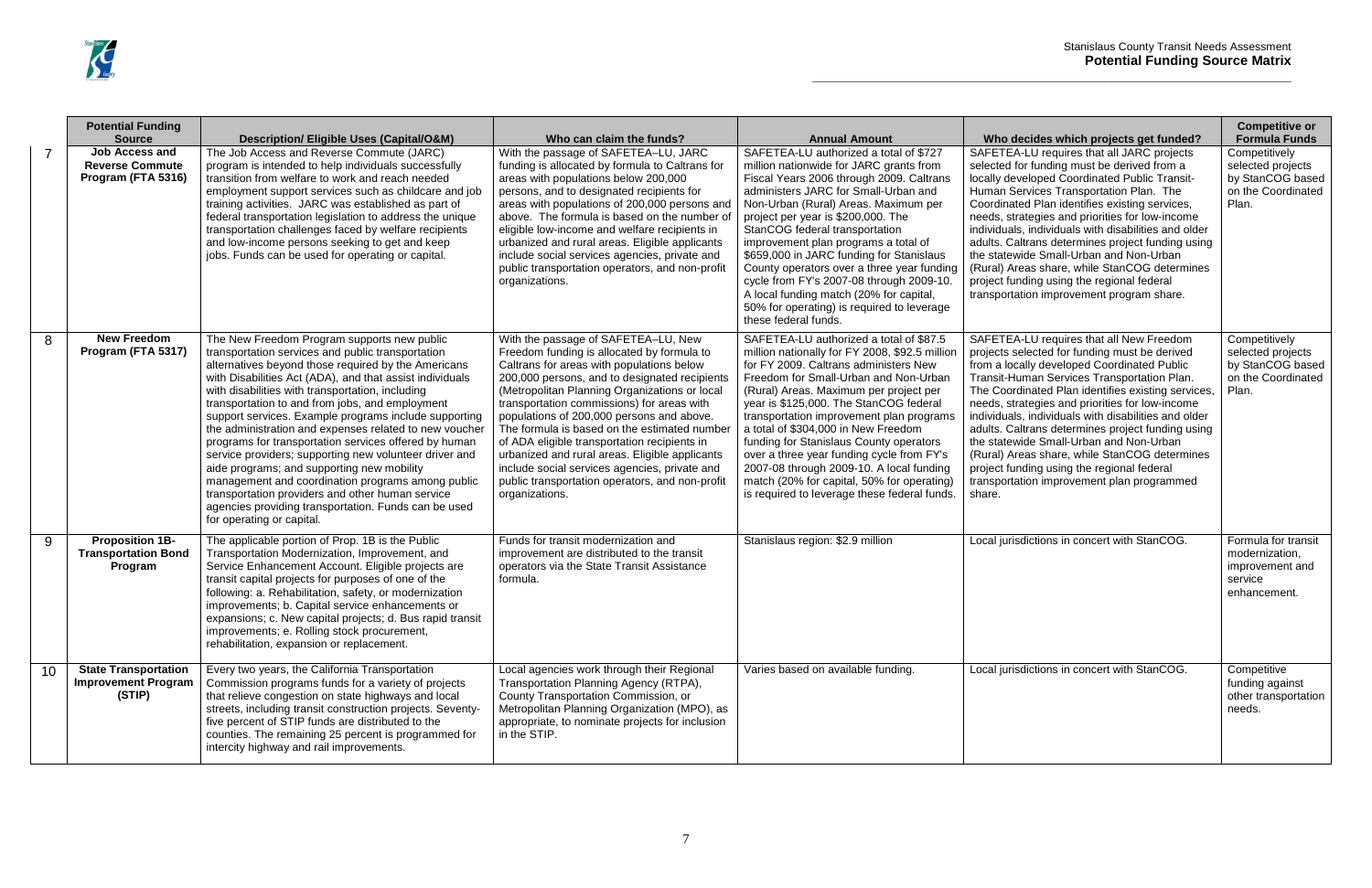| | Potential Funding Source | Description/ Eligible Uses (Capital/O&M) | Who can claim the funds? | Annual Amount | Who decides which projects get funded? | Competitive or Formula Funds |
|---|---|---|---|---|---|---|
| 7 | **Job Access and Reverse Commute Program (FTA 5316)** | The Job Access and Reverse Commute (JARC) program is intended to help individuals successfully transition from welfare to work and reach needed employment support services such as childcare and job training activities. JARC was established as part of federal transportation legislation to address the unique transportation challenges faced by welfare recipients and low-income persons seeking to get and keep jobs. Funds can be used for operating or capital. | With the passage of SAFETEA–LU, JARC funding is allocated by formula to Caltrans for areas with populations below 200,000 persons, and to designated recipients for areas with populations of 200,000 persons and above. The formula is based on the number of eligible low-income and welfare recipients in urbanized and rural areas. Eligible applicants include social services agencies, private and public transportation operators, and non-profit organizations. | SAFETEA-LU authorized a total of $727 million nationwide for JARC grants from Fiscal Years 2006 through 2009. Caltrans administers JARC for Small-Urban and Non-Urban (Rural) Areas. Maximum per project per year is $200,000. The StanCOG federal transportation improvement plan programs a total of $659,000 in JARC funding for Stanislaus County operators over a three year funding cycle from FY's 2007-08 through 2009-10. A local funding match (20% for capital, 50% for operating) is required to leverage these federal funds. | SAFETEA-LU requires that all JARC projects selected for funding must be derived from a locally developed Coordinated Public Transit-Human Services Transportation Plan. The Coordinated Plan identifies existing services, needs, strategies and priorities for low-income individuals, individuals with disabilities and older adults. Caltrans determines project funding using the statewide Small-Urban and Non-Urban (Rural) Areas share, while StanCOG determines project funding using the regional federal transportation improvement program share. | Competitively selected projects by StanCOG based on the Coordinated Plan. |
| 8 | **New Freedom Program (FTA 5317)** | The New Freedom Program supports new public transportation services and public transportation alternatives beyond those required by the Americans with Disabilities Act (ADA), and that assist individuals with disabilities with transportation, including transportation to and from jobs, and employment support services. Example programs include supporting the administration and expenses related to new voucher programs for transportation services offered by human service providers; supporting new volunteer driver and aide programs; and supporting new mobility management and coordination programs among public transportation providers and other human service agencies providing transportation. Funds can be used for operating or capital. | With the passage of SAFETEA–LU, New Freedom funding is allocated by formula to Caltrans for areas with populations below 200,000 persons, and to designated recipients (Metropolitan Planning Organizations or local transportation commissions) for areas with populations of 200,000 persons and above. The formula is based on the estimated number of ADA eligible transportation recipients in urbanized and rural areas. Eligible applicants include social services agencies, private and public transportation operators, and non-profit organizations. | SAFETEA-LU authorized a total of $87.5 million nationally for FY 2008, $92.5 million for FY 2009. Caltrans administers New Freedom for Small-Urban and Non-Urban (Rural) Areas. Maximum per project per year is $125,000. The StanCOG federal transportation improvement plan programs a total of $304,000 in New Freedom funding for Stanislaus County operators over a three year funding cycle from FY's 2007-08 through 2009-10. A local funding match (20% for capital, 50% for operating) is required to leverage these federal funds. | SAFETEA-LU requires that all New Freedom projects selected for funding must be derived from a locally developed Coordinated Public Transit-Human Services Transportation Plan. The Coordinated Plan identifies existing services, needs, strategies and priorities for low-income individuals, individuals with disabilities and older adults. Caltrans determines project funding using the statewide Small-Urban and Non-Urban (Rural) Areas share, while StanCOG determines project funding using the regional federal transportation improvement plan programmed share. | Competitively selected projects by StanCOG based on the Coordinated Plan. |
| 9 | **Proposition 1B- Transportation Bond Program** | The applicable portion of Prop. 1B is the Public Transportation Modernization, Improvement, and Service Enhancement Account. Eligible projects are transit capital projects for purposes of one of the following: a. Rehabilitation, safety, or modernization improvements; b. Capital service enhancements or expansions; c. New capital projects; d. Bus rapid transit improvements; e. Rolling stock procurement, rehabilitation, expansion or replacement. | Funds for transit modernization and improvement are distributed to the transit operators via the State Transit Assistance formula. | Stanislaus region: $2.9 million | Local jurisdictions in concert with StanCOG. | Formula for transit modernization, improvement and service enhancement. |
| 10 | **State Transportation Improvement Program (STIP)** | Every two years, the California Transportation Commission programs funds for a variety of projects that relieve congestion on state highways and local streets, including transit construction projects. Seventy-five percent of STIP funds are distributed to the counties. The remaining 25 percent is programmed for intercity highway and rail improvements. | Local agencies work through their Regional Transportation Planning Agency (RTPA), County Transportation Commission, or Metropolitan Planning Organization (MPO), as appropriate, to nominate projects for inclusion in the STIP. | Varies based on available funding. | Local jurisdictions in concert with StanCOG. | Competitive funding against other transportation needs. |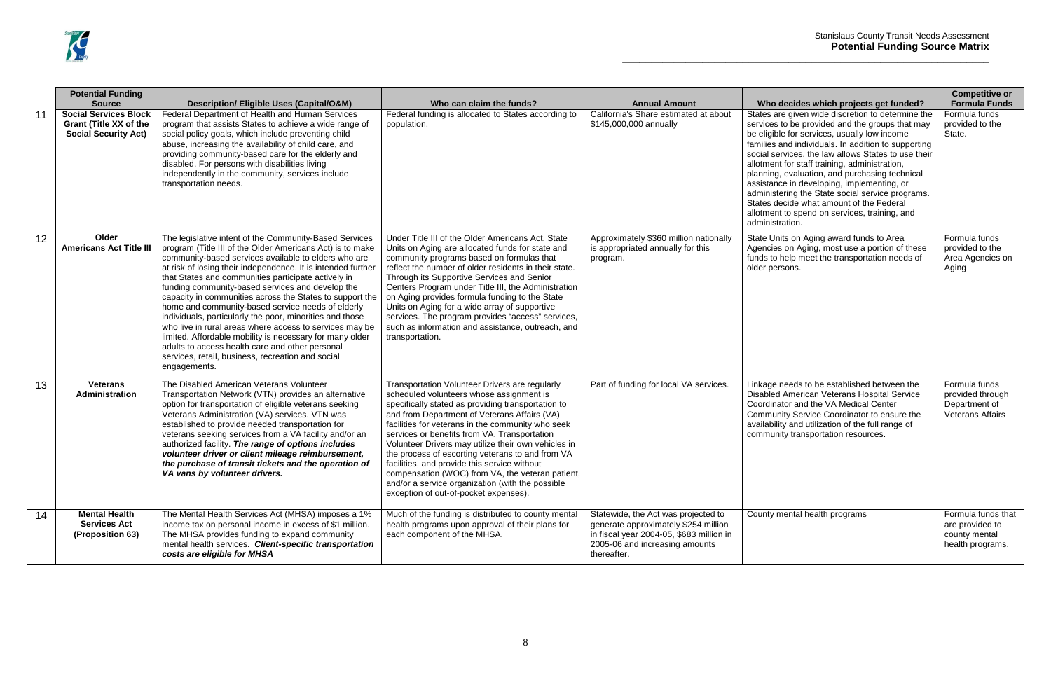|  | Potential Funding Source | Description/ Eligible Uses (Capital/O&M) | Who can claim the funds? | Annual Amount | Who decides which projects get funded? | Competitive or Formula Funds |
|---|---|---|---|---|---|---|
| 11 | **Social Services Block Grant (Title XX of the Social Security Act)** | Federal Department of Health and Human Services program that assists States to achieve a wide range of social policy goals, which include preventing child abuse, increasing the availability of child care, and providing community-based care for the elderly and disabled. For persons with disabilities living independently in the community, services include transportation needs. | Federal funding is allocated to States according to population. | California's Share estimated at about $145,000,000 annually | States are given wide discretion to determine the services to be provided and the groups that may be eligible for services, usually low income families and individuals. In addition to supporting social services, the law allows States to use their allotment for staff training, administration, planning, evaluation, and purchasing technical assistance in developing, implementing, or administering the State social service programs. States decide what amount of the Federal allotment to spend on services, training, and administration. | Formula funds provided to the State. |
| 12 | **Older Americans Act Title III** | The legislative intent of the Community-Based Services program (Title III of the Older Americans Act) is to make community-based services available to elders who are at risk of losing their independence. It is intended further that States and communities participate actively in funding community-based services and develop the capacity in communities across the States to support the home and community-based service needs of elderly individuals, particularly the poor, minorities and those who live in rural areas where access to services may be limited. Affordable mobility is necessary for many older adults to access health care and other personal services, retail, business, recreation and social engagements. | Under Title III of the Older Americans Act, State Units on Aging are allocated funds for state and community programs based on formulas that reflect the number of older residents in their state. Through its Supportive Services and Senior Centers Program under Title III, the Administration on Aging provides formula funding to the State Units on Aging for a wide array of supportive services. The program provides "access" services, such as information and assistance, outreach, and transportation. | Approximately $360 million nationally is appropriated annually for this program. | State Units on Aging award funds to Area Agencies on Aging, most use a portion of these funds to help meet the transportation needs of older persons. | Formula funds provided to the Area Agencies on Aging |
| 13 | **Veterans Administration** | The Disabled American Veterans Volunteer Transportation Network (VTN) provides an alternative option for transportation of eligible veterans seeking Veterans Administration (VA) services. VTN was established to provide needed transportation for veterans seeking services from a VA facility and/or an authorized facility. ***The range of options includes volunteer driver or client mileage reimbursement, the purchase of transit tickets and the operation of VA vans by volunteer drivers.*** | Transportation Volunteer Drivers are regularly scheduled volunteers whose assignment is specifically stated as providing transportation to and from Department of Veterans Affairs (VA) facilities for veterans in the community who seek services or benefits from VA. Transportation Volunteer Drivers may utilize their own vehicles in the process of escorting veterans to and from VA facilities, and provide this service without compensation (WOC) from VA, the veteran patient, and/or a service organization (with the possible exception of out-of-pocket expenses). | Part of funding for local VA services. | Linkage needs to be established between the Disabled American Veterans Hospital Service Coordinator and the VA Medical Center Community Service Coordinator to ensure the availability and utilization of the full range of community transportation resources. | Formula funds provided through Department of Veterans Affairs |
| 14 | **Mental Health Services Act (Proposition 63)** | The Mental Health Services Act (MHSA) imposes a 1% income tax on personal income in excess of $1 million. The MHSA provides funding to expand community mental health services. ***Client-specific transportation costs are eligible for MHSA*** | Much of the funding is distributed to county mental health programs upon approval of their plans for each component of the MHSA. | Statewide, the Act was projected to generate approximately $254 million in fiscal year 2004-05, $683 million in 2005-06 and increasing amounts thereafter. | County mental health programs | Formula funds that are provided to county mental health programs. |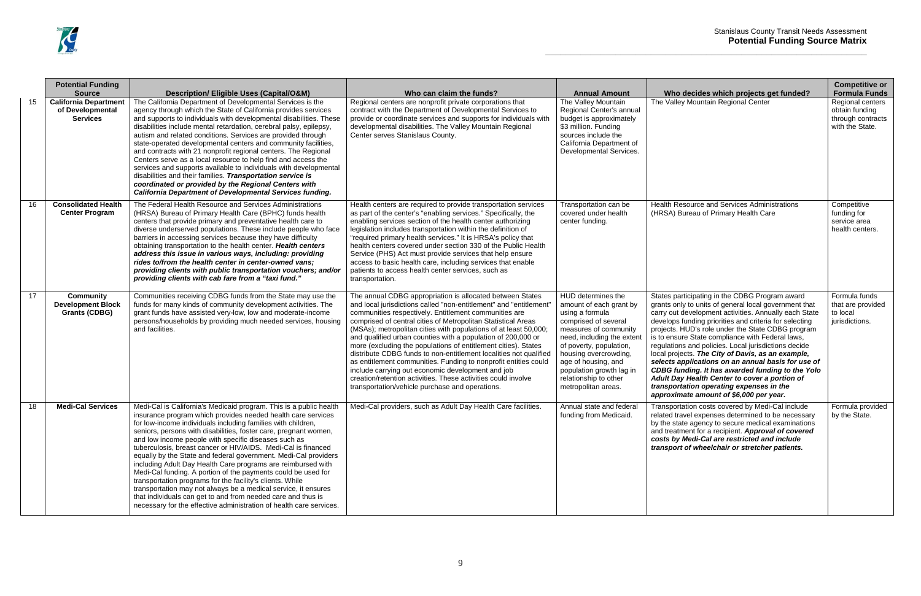|  | Potential Funding Source | Description/ Eligible Uses (Capital/O&M) | Who can claim the funds? | Annual Amount | Who decides which projects get funded? | Competitive or Formula Funds |
|---|---|---|---|---|---|---|
| 15 | **California Department of Developmental Services** | The California Department of Developmental Services is the agency through which the State of California provides services and supports to individuals with developmental disabilities. These disabilities include mental retardation, cerebral palsy, epilepsy, autism and related conditions. Services are provided through state-operated developmental centers and community facilities, and contracts with 21 nonprofit regional centers. The Regional Centers serve as a local resource to help find and access the services and supports available to individuals with developmental disabilities and their families. ***Transportation service is coordinated or provided by the Regional Centers with California Department of Developmental Services funding.*** | Regional centers are nonprofit private corporations that contract with the Department of Developmental Services to provide or coordinate services and supports for individuals with developmental disabilities. The Valley Mountain Regional Center serves Stanislaus County. | The Valley Mountain Regional Center's annual budget is approximately $3 million. Funding sources include the California Department of Developmental Services. | The Valley Mountain Regional Center | Regional centers obtain funding through contracts with the State. |
| 16 | **Consolidated Health Center Program** | The Federal Health Resource and Services Administrations (HRSA) Bureau of Primary Health Care (BPHC) funds health centers that provide primary and preventative health care to diverse underserved populations. These include people who face barriers in accessing services because they have difficulty obtaining transportation to the health center. ***Health centers address this issue in various ways, including: providing rides to/from the health center in center-owned vans; providing clients with public transportation vouchers; and/or providing clients with cab fare from a "taxi fund."*** | Health centers are required to provide transportation services as part of the center's "enabling services." Specifically, the enabling services section of the health center authorizing legislation includes transportation within the definition of "required primary health services." It is HRSA's policy that health centers covered under section 330 of the Public Health Service (PHS) Act must provide services that help ensure access to basic health care, including services that enable patients to access health center services, such as transportation. | Transportation can be covered under health center funding. | Health Resource and Services Administrations (HRSA) Bureau of Primary Health Care | Competitive funding for service area health centers. |
| 17 | **Community Development Block Grants (CDBG)** | Communities receiving CDBG funds from the State may use the funds for many kinds of community development activities. The grant funds have assisted very-low, low and moderate-income persons/households by providing much needed services, housing and facilities. | The annual CDBG appropriation is allocated between States and local jurisdictions called "non-entitlement" and "entitlement" communities respectively. Entitlement communities are comprised of central cities of Metropolitan Statistical Areas (MSAs); metropolitan cities with populations of at least 50,000; and qualified urban counties with a population of 200,000 or more (excluding the populations of entitlement cities). States distribute CDBG funds to non-entitlement localities not qualified as entitlement communities. Funding to nonprofit entities could include carrying out economic development and job creation/retention activities. These activities could involve transportation/vehicle purchase and operations. | HUD determines the amount of each grant by using a formula comprised of several measures of community need, including the extent of poverty, population, housing overcrowding, age of housing, and population growth lag in relationship to other metropolitan areas. | States participating in the CDBG Program award grants only to units of general local government that carry out development activities. Annually each State develops funding priorities and criteria for selecting projects. HUD's role under the State CDBG program is to ensure State compliance with Federal laws, regulations and policies. Local jurisdictions decide local projects. ***The City of Davis, as an example, selects applications on an annual basis for use of CDBG funding. It has awarded funding to the Yolo Adult Day Health Center to cover a portion of transportation operating expenses in the approximate amount of $6,000 per year.*** | Formula funds that are provided to local jurisdictions. |
| 18 | **Medi-Cal Services** | Medi-Cal is California's Medicaid program. This is a public health insurance program which provides needed health care services for low-income individuals including families with children, seniors, persons with disabilities, foster care, pregnant women, and low income people with specific diseases such as tuberculosis, breast cancer or HIV/AIDS. Medi-Cal is financed equally by the State and federal government. Medi-Cal providers including Adult Day Health Care programs are reimbursed with Medi-Cal funding. A portion of the payments could be used for transportation programs for the facility's clients. While transportation may not always be a medical service, it ensures that individuals can get to and from needed care and thus is necessary for the effective administration of health care services. | Medi-Cal providers, such as Adult Day Health Care facilities. | Annual state and federal funding from Medicaid. | Transportation costs covered by Medi-Cal include related travel expenses determined to be necessary by the state agency to secure medical examinations and treatment for a recipient. ***Approval of covered costs by Medi-Cal are restricted and include transport of wheelchair or stretcher patients.*** | Formula provided by the State. |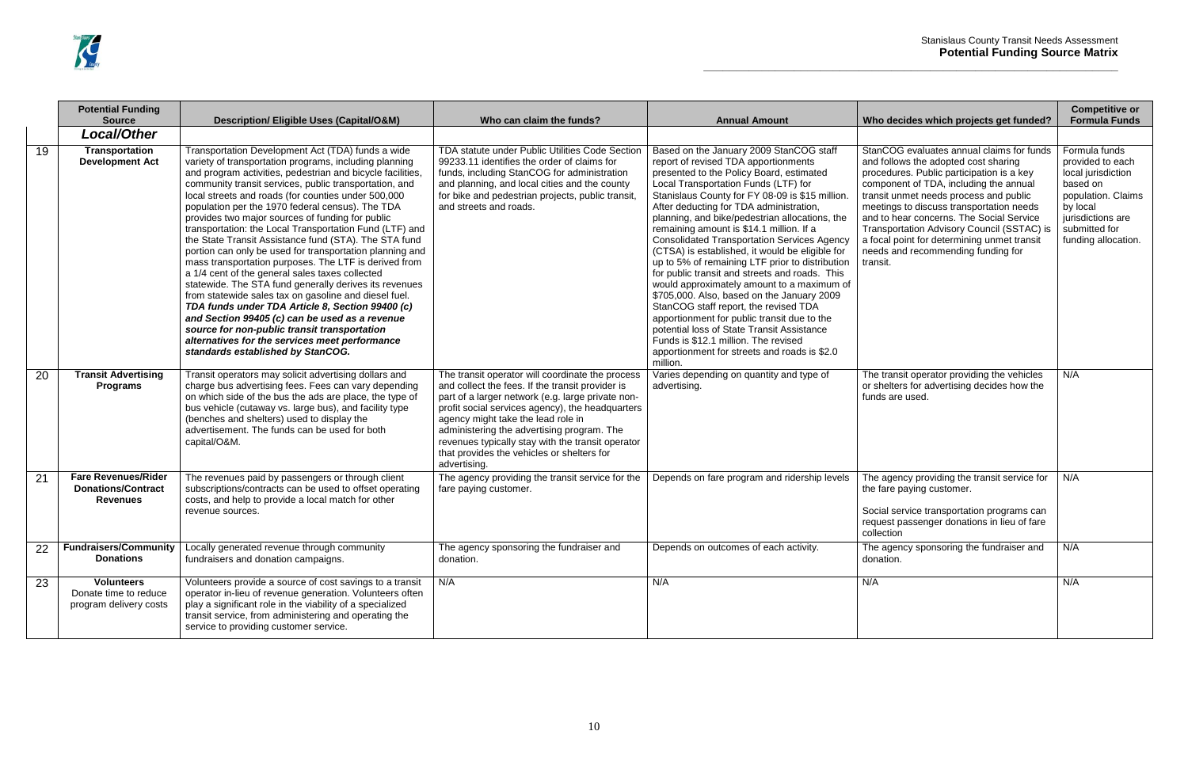|  | Potential Funding Source | Description/ Eligible Uses (Capital/O&M) | Who can claim the funds? | Annual Amount | Who decides which projects get funded? | Competitive or Formula Funds |
|---|---|---|---|---|---|---|
|  | ***Local/Other*** |  |  |  |  |  |
| 19 | **Transportation Development Act** | Transportation Development Act (TDA) funds a wide variety of transportation programs, including planning and program activities, pedestrian and bicycle facilities, community transit services, public transportation, and local streets and roads (for counties under 500,000 population per the 1970 federal census). The TDA provides two major sources of funding for public transportation: the Local Transportation Fund (LTF) and the State Transit Assistance fund (STA). The STA fund portion can only be used for transportation planning and mass transportation purposes. The LTF is derived from a 1/4 cent of the general sales taxes collected statewide. The STA fund generally derives its revenues from statewide sales tax on gasoline and diesel fuel. ***TDA funds under TDA Article 8, Section 99400 (c) and Section 99405 (c) can be used as a revenue source for non-public transit transportation alternatives for the services meet performance standards established by StanCOG.*** | TDA statute under Public Utilities Code Section 99233.11 identifies the order of claims for funds, including StanCOG for administration and planning, and local cities and the county for bike and pedestrian projects, public transit, and streets and roads. | Based on the January 2009 StanCOG staff report of revised TDA apportionments presented to the Policy Board, estimated Local Transportation Funds (LTF) for Stanislaus County for FY 08-09 is $15 million. After deducting for TDA administration, planning, and bike/pedestrian allocations, the remaining amount is $14.1 million. If a Consolidated Transportation Services Agency (CTSA) is established, it would be eligible for up to 5% of remaining LTF prior to distribution for public transit and streets and roads. This would approximately amount to a maximum of $705,000. Also, based on the January 2009 StanCOG staff report, the revised TDA apportionment for public transit due to the potential loss of State Transit Assistance Funds is $12.1 million. The revised apportionment for streets and roads is $2.0 million. | StanCOG evaluates annual claims for funds and follows the adopted cost sharing procedures. Public participation is a key component of TDA, including the annual transit unmet needs process and public meetings to discuss transportation needs and to hear concerns. The Social Service Transportation Advisory Council (SSTAC) is a focal point for determining unmet transit needs and recommending funding for transit. | Formula funds provided to each local jurisdiction based on population. Claims by local jurisdictions are submitted for funding allocation. |
| 20 | **Transit Advertising Programs** | Transit operators may solicit advertising dollars and charge bus advertising fees. Fees can vary depending on which side of the bus the ads are place, the type of bus vehicle (cutaway vs. large bus), and facility type (benches and shelters) used to display the advertisement. The funds can be used for both capital/O&M. | The transit operator will coordinate the process and collect the fees. If the transit provider is part of a larger network (e.g. large private non-profit social services agency), the headquarters agency might take the lead role in administering the advertising program. The revenues typically stay with the transit operator that provides the vehicles or shelters for advertising. | Varies depending on quantity and type of advertising. | The transit operator providing the vehicles or shelters for advertising decides how the funds are used. | N/A |
| 21 | **Fare Revenues/Rider Donations/Contract Revenues** | The revenues paid by passengers or through client subscriptions/contracts can be used to offset operating costs, and help to provide a local match for other revenue sources. | The agency providing the transit service for the fare paying customer. | Depends on fare program and ridership levels | The agency providing the transit service for the fare paying customer.<br><br>Social service transportation programs can request passenger donations in lieu of fare collection | N/A |
| 22 | **Fundraisers/Community Donations** | Locally generated revenue through community fundraisers and donation campaigns. | The agency sponsoring the fundraiser and donation. | Depends on outcomes of each activity. | The agency sponsoring the fundraiser and donation. | N/A |
| 23 | **Volunteers** Donate time to reduce program delivery costs | Volunteers provide a source of cost savings to a transit operator in-lieu of revenue generation. Volunteers often play a significant role in the viability of a specialized transit service, from administering and operating the service to providing customer service. | N/A | N/A | N/A | N/A |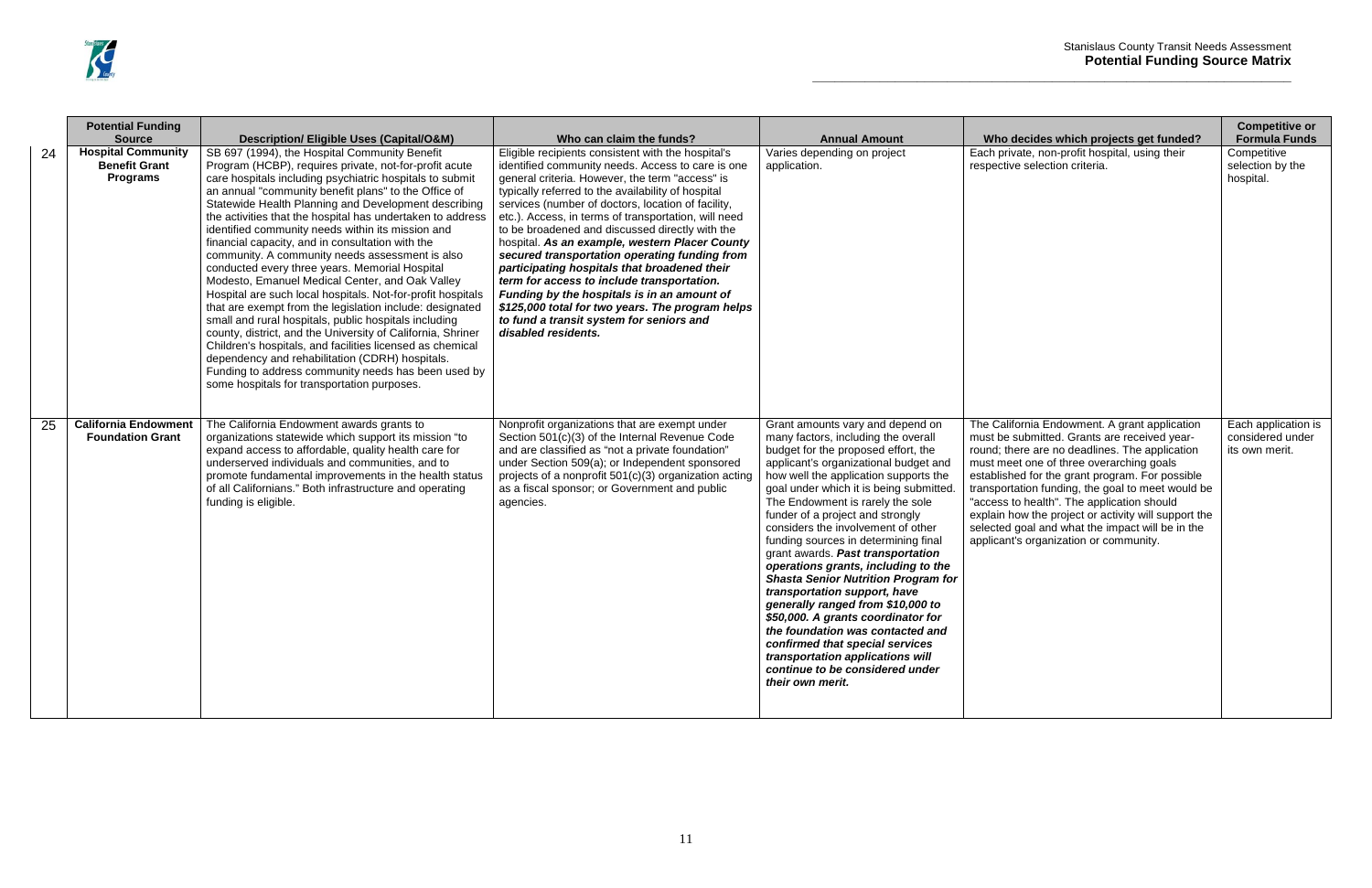| | Potential Funding Source | Description/ Eligible Uses (Capital/O&M) | Who can claim the funds? | Annual Amount | Who decides which projects get funded? | Competitive or Formula Funds |
|---|---|---|---|---|---|---|
| 24 | **Hospital Community Benefit Grant Programs** | SB 697 (1994), the Hospital Community Benefit Program (HCBP), requires private, not-for-profit acute care hospitals including psychiatric hospitals to submit an annual "community benefit plans" to the Office of Statewide Health Planning and Development describing the activities that the hospital has undertaken to address identified community needs within its mission and financial capacity, and in consultation with the community. A community needs assessment is also conducted every three years. Memorial Hospital Modesto, Emanuel Medical Center, and Oak Valley Hospital are such local hospitals. Not-for-profit hospitals that are exempt from the legislation include: designated small and rural hospitals, public hospitals including county, district, and the University of California, Shriner Children's hospitals, and facilities licensed as chemical dependency and rehabilitation (CDRH) hospitals. Funding to address community needs has been used by some hospitals for transportation purposes. | Eligible recipients consistent with the hospital's identified community needs. Access to care is one general criteria. However, the term "access" is typically referred to the availability of hospital services (number of doctors, location of facility, etc.). Access, in terms of transportation, will need to be broadened and discussed directly with the hospital. ***As an example, western Placer County secured transportation operating funding from participating hospitals that broadened their term for access to include transportation. Funding by the hospitals is in an amount of $125,000 total for two years. The program helps to fund a transit system for seniors and disabled residents.*** | Varies depending on project application. | Each private, non-profit hospital, using their respective selection criteria. | Competitive selection by the hospital. |
| 25 | **California Endowment Foundation Grant** | The California Endowment awards grants to organizations statewide which support its mission "to expand access to affordable, quality health care for underserved individuals and communities, and to promote fundamental improvements in the health status of all Californians." Both infrastructure and operating funding is eligible. | Nonprofit organizations that are exempt under Section 501(c)(3) of the Internal Revenue Code and are classified as "not a private foundation" under Section 509(a); or Independent sponsored projects of a nonprofit 501(c)(3) organization acting as a fiscal sponsor; or Government and public agencies. | Grant amounts vary and depend on many factors, including the overall budget for the proposed effort, the applicant's organizational budget and how well the application supports the goal under which it is being submitted. The Endowment is rarely the sole funder of a project and strongly considers the involvement of other funding sources in determining final grant awards. ***Past transportation operations grants, including to the Shasta Senior Nutrition Program for transportation support, have generally ranged from $10,000 to $50,000. A grants coordinator for the foundation was contacted and confirmed that special services transportation applications will continue to be considered under their own merit.*** | The California Endowment. A grant application must be submitted. Grants are received year-round; there are no deadlines. The application must meet one of three overarching goals established for the grant program. For possible transportation funding, the goal to meet would be "access to health". The application should explain how the project or activity will support the selected goal and what the impact will be in the applicant's organization or community. | Each application is considered under its own merit. |